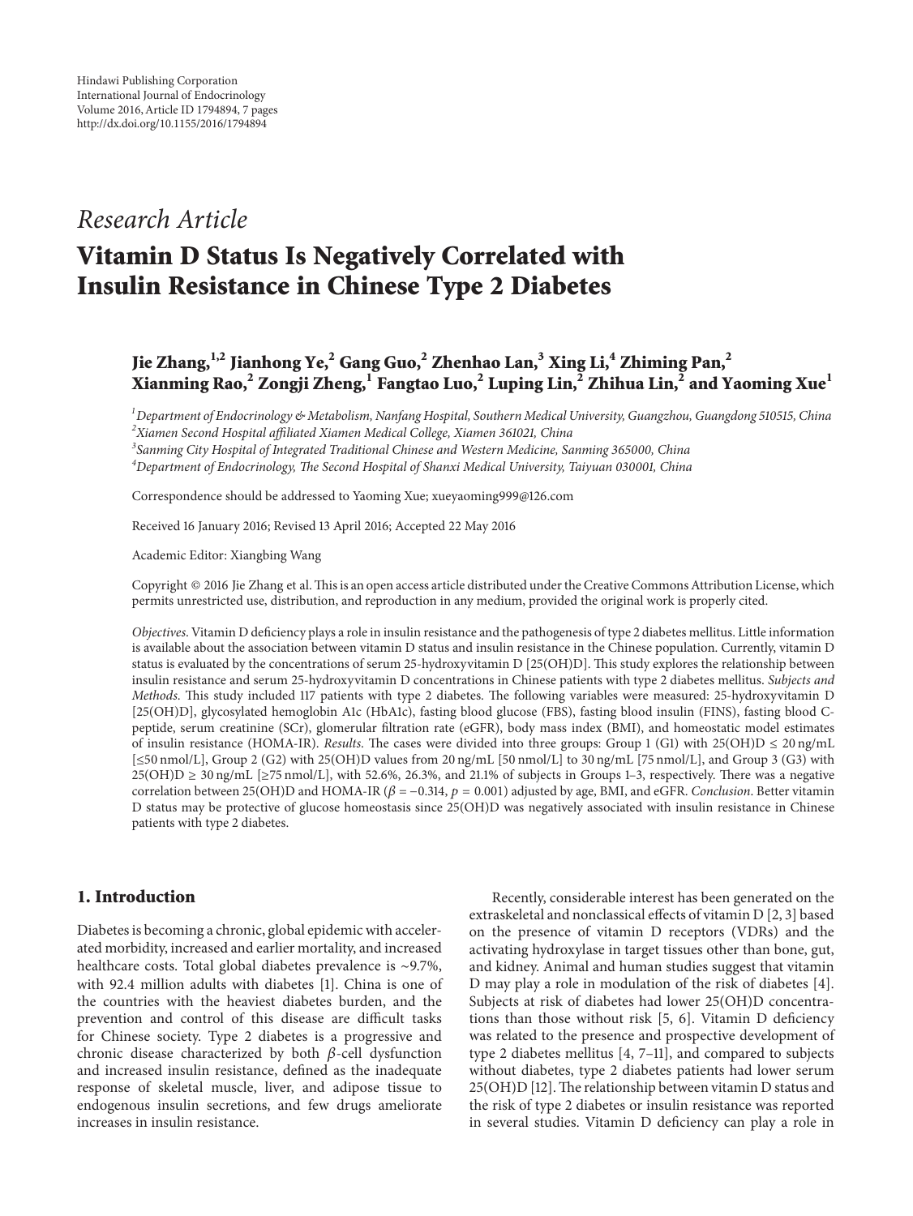Hindawi Publishing Corporation
International Journal of Endocrinology
Volume 2016, Article ID 1794894, 7 pages
http://dx.doi.org/10.1155/2016/1794894

*Research Article*

# Vitamin D Status Is Negatively Correlated with Insulin Resistance in Chinese Type 2 Diabetes

**Jie Zhang,[1,2] Jianhong Ye,[2] Gang Guo,[2] Zhenhao Lan,[3] Xing Li,[4] Zhiming Pan,[2] Xianming Rao,[2] Zongji Zheng,[1] Fangtao Luo,[2] Luping Lin,[2] Zhihua Lin,[2] and Yaoming Xue[1]**

[1]*Department of Endocrinology & Metabolism, Nanfang Hospital, Southern Medical University, Guangzhou, Guangdong 510515, China*
[2]*Xiamen Second Hospital affiliated Xiamen Medical College, Xiamen 361021, China*
[3]*Sanming City Hospital of Integrated Traditional Chinese and Western Medicine, Sanming 365000, China*
[4]*Department of Endocrinology, The Second Hospital of Shanxi Medical University, Taiyuan 030001, China*

Correspondence should be addressed to Yaoming Xue; xueyaoming999@126.com

Received 16 January 2016; Revised 13 April 2016; Accepted 22 May 2016

Academic Editor: Xiangbing Wang

Copyright © 2016 Jie Zhang et al. This is an open access article distributed under the Creative Commons Attribution License, which permits unrestricted use, distribution, and reproduction in any medium, provided the original work is properly cited.

*Objectives*. Vitamin D deficiency plays a role in insulin resistance and the pathogenesis of type 2 diabetes mellitus. Little information is available about the association between vitamin D status and insulin resistance in the Chinese population. Currently, vitamin D status is evaluated by the concentrations of serum 25-hydroxyvitamin D [25(OH)D]. This study explores the relationship between insulin resistance and serum 25-hydroxyvitamin D concentrations in Chinese patients with type 2 diabetes mellitus. *Subjects and Methods*. This study included 117 patients with type 2 diabetes. The following variables were measured: 25-hydroxyvitamin D [25(OH)D], glycosylated hemoglobin A1c (HbA1c), fasting blood glucose (FBS), fasting blood insulin (FINS), fasting blood C-peptide, serum creatinine (SCr), glomerular filtration rate (eGFR), body mass index (BMI), and homeostatic model estimates of insulin resistance (HOMA-IR). *Results*. The cases were divided into three groups: Group 1 (G1) with 25(OH)D $\leq$ 20 ng/mL [$\leq$50 nmol/L], Group 2 (G2) with 25(OH)D values from 20 ng/mL [50 nmol/L] to 30 ng/mL [75 nmol/L], and Group 3 (G3) with 25(OH)D $\geq$ 30 ng/mL [$\geq$75 nmol/L], with 52.6%, 26.3%, and 21.1% of subjects in Groups 1–3, respectively. There was a negative correlation between 25(OH)D and HOMA-IR ($\beta = -0.314$, $p = 0.001$) adjusted by age, BMI, and eGFR. *Conclusion*. Better vitamin D status may be protective of glucose homeostasis since 25(OH)D was negatively associated with insulin resistance in Chinese patients with type 2 diabetes.

## 1. Introduction

Diabetes is becoming a chronic, global epidemic with accelerated morbidity, increased and earlier mortality, and increased healthcare costs. Total global diabetes prevalence is ~9.7%, with 92.4 million adults with diabetes [1]. China is one of the countries with the heaviest diabetes burden, and the prevention and control of this disease are difficult tasks for Chinese society. Type 2 diabetes is a progressive and chronic disease characterized by both $\beta$-cell dysfunction and increased insulin resistance, defined as the inadequate response of skeletal muscle, liver, and adipose tissue to endogenous insulin secretions, and few drugs ameliorate increases in insulin resistance.

Recently, considerable interest has been generated on the extraskeletal and nonclassical effects of vitamin D [2, 3] based on the presence of vitamin D receptors (VDRs) and the activating hydroxylase in target tissues other than bone, gut, and kidney. Animal and human studies suggest that vitamin D may play a role in modulation of the risk of diabetes [4]. Subjects at risk of diabetes had lower 25(OH)D concentrations than those without risk [5, 6]. Vitamin D deficiency was related to the presence and prospective development of type 2 diabetes mellitus [4, 7–11], and compared to subjects without diabetes, type 2 diabetes patients had lower serum 25(OH)D [12]. The relationship between vitamin D status and the risk of type 2 diabetes or insulin resistance was reported in several studies. Vitamin D deficiency can play a role in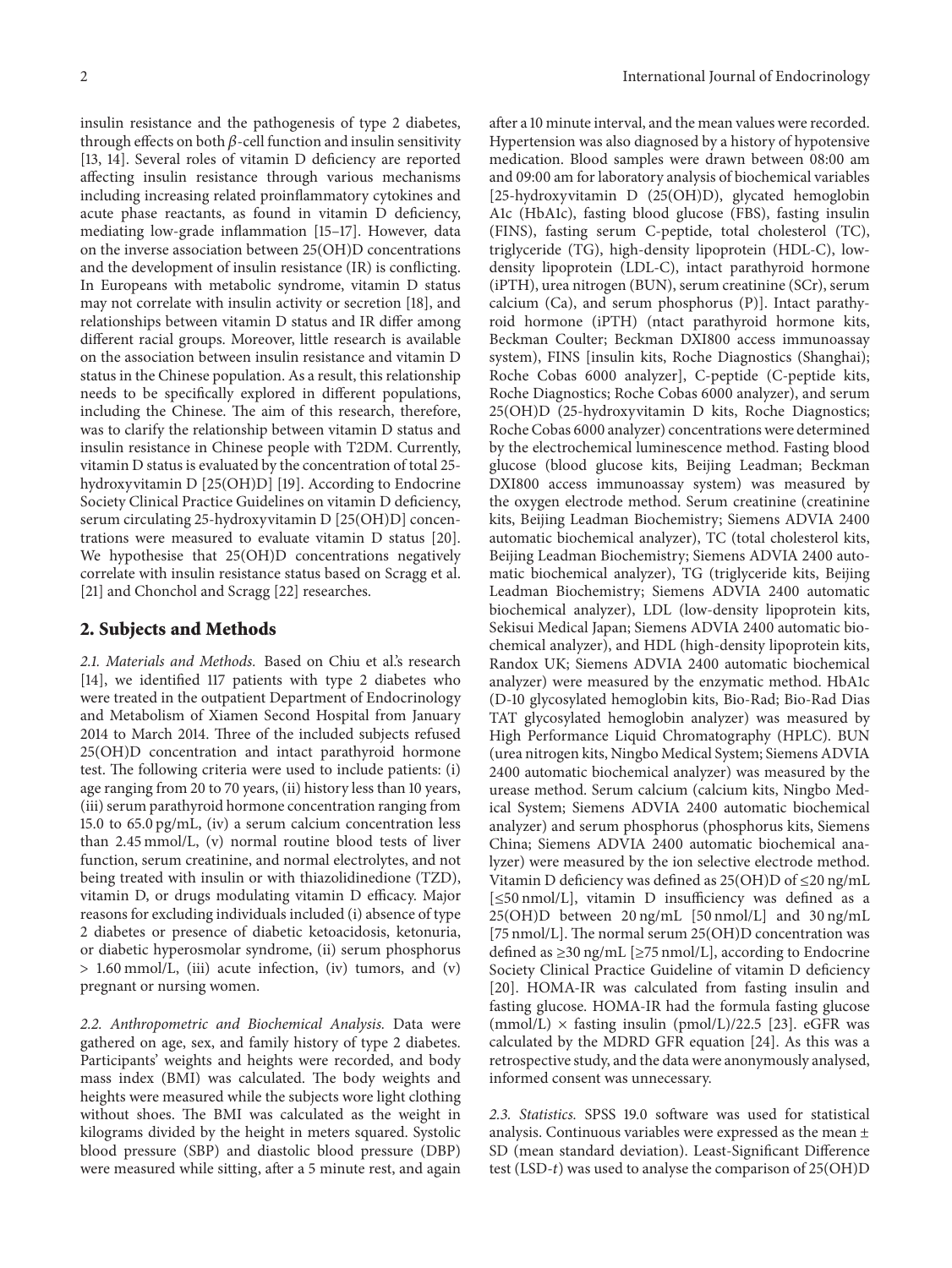insulin resistance and the pathogenesis of type 2 diabetes, through effects on both $\beta$-cell function and insulin sensitivity [13, 14]. Several roles of vitamin D deficiency are reported affecting insulin resistance through various mechanisms including increasing related proinflammatory cytokines and acute phase reactants, as found in vitamin D deficiency, mediating low-grade inflammation [15–17]. However, data on the inverse association between 25(OH)D concentrations and the development of insulin resistance (IR) is conflicting. In Europeans with metabolic syndrome, vitamin D status may not correlate with insulin activity or secretion [18], and relationships between vitamin D status and IR differ among different racial groups. Moreover, little research is available on the association between insulin resistance and vitamin D status in the Chinese population. As a result, this relationship needs to be specifically explored in different populations, including the Chinese. The aim of this research, therefore, was to clarify the relationship between vitamin D status and insulin resistance in Chinese people with T2DM. Currently, vitamin D status is evaluated by the concentration of total 25-hydroxyvitamin D [25(OH)D] [19]. According to Endocrine Society Clinical Practice Guidelines on vitamin D deficiency, serum circulating 25-hydroxyvitamin D [25(OH)D] concentrations were measured to evaluate vitamin D status [20]. We hypothesise that 25(OH)D concentrations negatively correlate with insulin resistance status based on Scragg et al. [21] and Chonchol and Scragg [22] researches.

## 2. Subjects and Methods

*2.1. Materials and Methods.* Based on Chiu et al.'s research [14], we identified 117 patients with type 2 diabetes who were treated in the outpatient Department of Endocrinology and Metabolism of Xiamen Second Hospital from January 2014 to March 2014. Three of the included subjects refused 25(OH)D concentration and intact parathyroid hormone test. The following criteria were used to include patients: (i) age ranging from 20 to 70 years, (ii) history less than 10 years, (iii) serum parathyroid hormone concentration ranging from 15.0 to 65.0 pg/mL, (iv) a serum calcium concentration less than 2.45 mmol/L, (v) normal routine blood tests of liver function, serum creatinine, and normal electrolytes, and not being treated with insulin or with thiazolidinedione (TZD), vitamin D, or drugs modulating vitamin D efficacy. Major reasons for excluding individuals included (i) absence of type 2 diabetes or presence of diabetic ketoacidosis, ketonuria, or diabetic hyperosmolar syndrome, (ii) serum phosphorus > 1.60 mmol/L, (iii) acute infection, (iv) tumors, and (v) pregnant or nursing women.

*2.2. Anthropometric and Biochemical Analysis.* Data were gathered on age, sex, and family history of type 2 diabetes. Participants' weights and heights were recorded, and body mass index (BMI) was calculated. The body weights and heights were measured while the subjects wore light clothing without shoes. The BMI was calculated as the weight in kilograms divided by the height in meters squared. Systolic blood pressure (SBP) and diastolic blood pressure (DBP) were measured while sitting, after a 5 minute rest, and again after a 10 minute interval, and the mean values were recorded. Hypertension was also diagnosed by a history of hypotensive medication. Blood samples were drawn between 08:00 am and 09:00 am for laboratory analysis of biochemical variables [25-hydroxyvitamin D (25(OH)D), glycated hemoglobin A1c (HbA1c), fasting blood glucose (FBS), fasting insulin (FINS), fasting serum C-peptide, total cholesterol (TC), triglyceride (TG), high-density lipoprotein (HDL-C), low-density lipoprotein (LDL-C), intact parathyroid hormone (iPTH), urea nitrogen (BUN), serum creatinine (SCr), serum calcium (Ca), and serum phosphorus (P)]. Intact parathyroid hormone (iPTH) (ntact parathyroid hormone kits, Beckman Coulter; Beckman DXI800 access immunoassay system), FINS [insulin kits, Roche Diagnostics (Shanghai); Roche Cobas 6000 analyzer], C-peptide (C-peptide kits, Roche Diagnostics; Roche Cobas 6000 analyzer), and serum 25(OH)D (25-hydroxyvitamin D kits, Roche Diagnostics; Roche Cobas 6000 analyzer) concentrations were determined by the electrochemical luminescence method. Fasting blood glucose (blood glucose kits, Beijing Leadman; Beckman DXI800 access immunoassay system) was measured by the oxygen electrode method. Serum creatinine (creatinine kits, Beijing Leadman Biochemistry; Siemens ADVIA 2400 automatic biochemical analyzer), TC (total cholesterol kits, Beijing Leadman Biochemistry; Siemens ADVIA 2400 automatic biochemical analyzer), TG (triglyceride kits, Beijing Leadman Biochemistry; Siemens ADVIA 2400 automatic biochemical analyzer), LDL (low-density lipoprotein kits, Sekisui Medical Japan; Siemens ADVIA 2400 automatic biochemical analyzer), and HDL (high-density lipoprotein kits, Randox UK; Siemens ADVIA 2400 automatic biochemical analyzer) were measured by the enzymatic method. HbA1c (D-10 glycosylated hemoglobin kits, Bio-Rad; Bio-Rad Dias TAT glycosylated hemoglobin analyzer) was measured by High Performance Liquid Chromatography (HPLC). BUN (urea nitrogen kits, Ningbo Medical System; Siemens ADVIA 2400 automatic biochemical analyzer) was measured by the urease method. Serum calcium (calcium kits, Ningbo Medical System; Siemens ADVIA 2400 automatic biochemical analyzer) and serum phosphorus (phosphorus kits, Siemens China; Siemens ADVIA 2400 automatic biochemical analyzer) were measured by the ion selective electrode method. Vitamin D deficiency was defined as 25(OH)D of ≤20 ng/mL [≤50 nmol/L], vitamin D insufficiency was defined as a 25(OH)D between 20 ng/mL [50 nmol/L] and 30 ng/mL [75 nmol/L]. The normal serum 25(OH)D concentration was defined as ≥30 ng/mL [≥75 nmol/L], according to Endocrine Society Clinical Practice Guideline of vitamin D deficiency [20]. HOMA-IR was calculated from fasting insulin and fasting glucose. HOMA-IR had the formula fasting glucose (mmol/L) × fasting insulin (pmol/L)/22.5 [23]. eGFR was calculated by the MDRD GFR equation [24]. As this was a retrospective study, and the data were anonymously analysed, informed consent was unnecessary.

*2.3. Statistics.* SPSS 19.0 software was used for statistical analysis. Continuous variables were expressed as the mean ± SD (mean standard deviation). Least-Significant Difference test (LSD-$t$) was used to analyse the comparison of 25(OH)D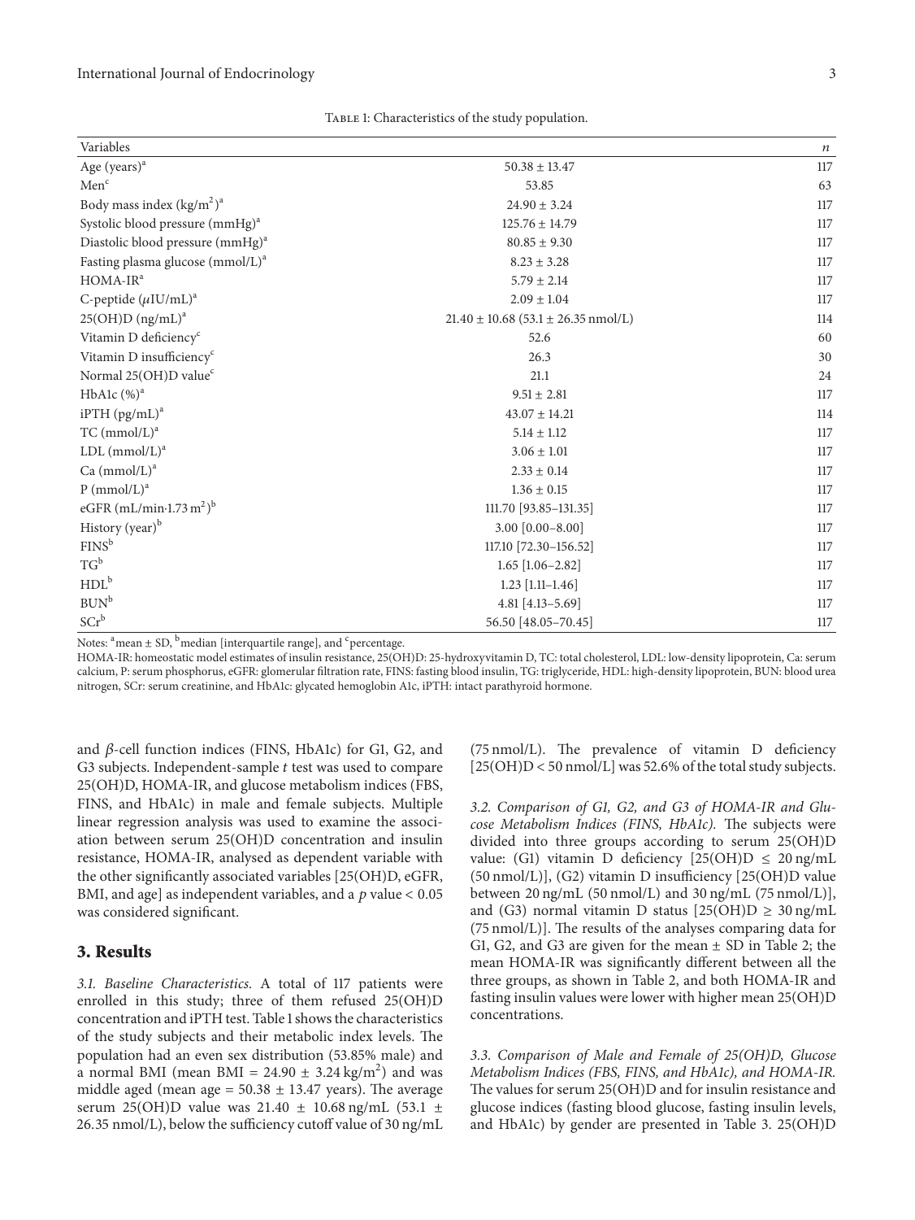Table 1: Characteristics of the study population.

| Variables | | $n$ |
|---|---|---|
| Age (years)[a] | 50.38 ± 13.47 | 117 |
| Men[c] | 53.85 | 63 |
| Body mass index (kg/m$^2$)[a] | 24.90 ± 3.24 | 117 |
| Systolic blood pressure (mmHg)[a] | 125.76 ± 14.79 | 117 |
| Diastolic blood pressure (mmHg)[a] | 80.85 ± 9.30 | 117 |
| Fasting plasma glucose (mmol/L)[a] | 8.23 ± 3.28 | 117 |
| HOMA-IR[a] | 5.79 ± 2.14 | 117 |
| C-peptide ($\mu$IU/mL)[a] | 2.09 ± 1.04 | 117 |
| 25(OH)D (ng/mL)[a] | 21.40 ± 10.68 (53.1 ± 26.35 nmol/L) | 114 |
| Vitamin D deficiency[c] | 52.6 | 60 |
| Vitamin D insufficiency[c] | 26.3 | 30 |
| Normal 25(OH)D value[c] | 21.1 | 24 |
| HbA1c (%)[a] | 9.51 ± 2.81 | 117 |
| iPTH (pg/mL)[a] | 43.07 ± 14.21 | 114 |
| TC (mmol/L)[a] | 5.14 ± 1.12 | 117 |
| LDL (mmol/L)[a] | 3.06 ± 1.01 | 117 |
| Ca (mmol/L)[a] | 2.33 ± 0.14 | 117 |
| P (mmol/L)[a] | 1.36 ± 0.15 | 117 |
| eGFR (mL/min·1.73 m$^2$)[b] | 111.70 [93.85–131.35] | 117 |
| History (year)[b] | 3.00 [0.00–8.00] | 117 |
| FINS[b] | 117.10 [72.30–156.52] | 117 |
| TG[b] | 1.65 [1.06–2.82] | 117 |
| HDL[b] | 1.23 [1.11–1.46] | 117 |
| BUN[b] | 4.81 [4.13–5.69] | 117 |
| SCr[b] | 56.50 [48.05–70.45] | 117 |

Notes: [a]mean ± SD, [b]median [interquartile range], and [c]percentage.

HOMA-IR: homeostatic model estimates of insulin resistance, 25(OH)D: 25-hydroxyvitamin D, TC: total cholesterol, LDL: low-density lipoprotein, Ca: serum calcium, P: serum phosphorus, eGFR: glomerular filtration rate, FINS: fasting blood insulin, TG: triglyceride, HDL: high-density lipoprotein, BUN: blood urea nitrogen, SCr: serum creatinine, and HbA1c: glycated hemoglobin A1c, iPTH: intact parathyroid hormone.

and $\beta$-cell function indices (FINS, HbA1c) for G1, G2, and G3 subjects. Independent-sample $t$ test was used to compare 25(OH)D, HOMA-IR, and glucose metabolism indices (FBS, FINS, and HbA1c) in male and female subjects. Multiple linear regression analysis was used to examine the association between serum 25(OH)D concentration and insulin resistance, HOMA-IR, analysed as dependent variable with the other significantly associated variables [25(OH)D, eGFR, BMI, and age] as independent variables, and a $p$ value $< 0.05$ was considered significant.

## 3. Results

*3.1. Baseline Characteristics.* A total of 117 patients were enrolled in this study; three of them refused 25(OH)D concentration and iPTH test. Table 1 shows the characteristics of the study subjects and their metabolic index levels. The population had an even sex distribution (53.85% male) and a normal BMI (mean BMI = 24.90 ± 3.24 kg/m$^2$) and was middle aged (mean age = 50.38 ± 13.47 years). The average serum 25(OH)D value was 21.40 ± 10.68 ng/mL (53.1 ± 26.35 nmol/L), below the sufficiency cutoff value of 30 ng/mL (75 nmol/L). The prevalence of vitamin D deficiency [25(OH)D < 50 nmol/L] was 52.6% of the total study subjects.

*3.2. Comparison of G1, G2, and G3 of HOMA-IR and Glucose Metabolism Indices (FINS, HbA1c).* The subjects were divided into three groups according to serum 25(OH)D value: (G1) vitamin D deficiency [25(OH)D ≤ 20 ng/mL (50 nmol/L)], (G2) vitamin D insufficiency [25(OH)D value between 20 ng/mL (50 nmol/L) and 30 ng/mL (75 nmol/L)], and (G3) normal vitamin D status [25(OH)D ≥ 30 ng/mL (75 nmol/L)]. The results of the analyses comparing data for G1, G2, and G3 are given for the mean ± SD in Table 2; the mean HOMA-IR was significantly different between all the three groups, as shown in Table 2, and both HOMA-IR and fasting insulin values were lower with higher mean 25(OH)D concentrations.

*3.3. Comparison of Male and Female of 25(OH)D, Glucose Metabolism Indices (FBS, FINS, and HbA1c), and HOMA-IR.* The values for serum 25(OH)D and for insulin resistance and glucose indices (fasting blood glucose, fasting insulin levels, and HbA1c) by gender are presented in Table 3. 25(OH)D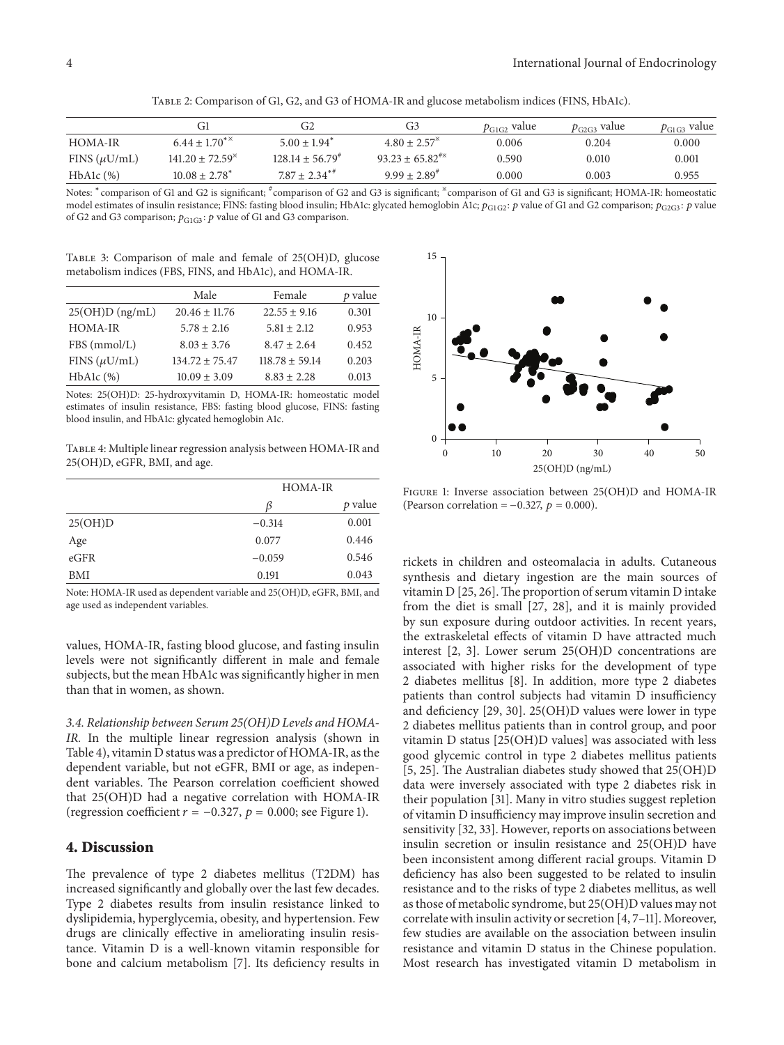Table 2: Comparison of G1, G2, and G3 of HOMA-IR and glucose metabolism indices (FINS, HbA1c).

| | G1 | G2 | G3 | $p_{G1G2}$ value | $p_{G2G3}$ value | $p_{G1G3}$ value |
|---|---|---|---|---|---|---|
| HOMA-IR | $6.44 \pm 1.70^{*※}$ | $5.00 \pm 1.94^{*}$ | $4.80 \pm 2.57^{※}$ | 0.006 | 0.204 | 0.000 |
| FINS ($\mu$U/mL) | $141.20 \pm 72.59^{※}$ | $128.14 \pm 56.79^{\#}$ | $93.23 \pm 65.82^{\#※}$ | 0.590 | 0.010 | 0.001 |
| HbA1c (%) | $10.08 \pm 2.78^{*}$ | $7.87 \pm 2.34^{*\#}$ | $9.99 \pm 2.89^{\#}$ | 0.000 | 0.003 | 0.955 |

Notes: * comparison of G1 and G2 is significant; # comparison of G2 and G3 is significant; ※ comparison of G1 and G3 is significant; HOMA-IR: homeostatic model estimates of insulin resistance; FINS: fasting blood insulin; HbA1c: glycated hemoglobin A1c; $p_{G1G2}$: $p$ value of G1 and G2 comparison; $p_{G2G3}$: $p$ value of G2 and G3 comparison; $p_{G1G3}$: $p$ value of G1 and G3 comparison.

Table 3: Comparison of male and female of 25(OH)D, glucose metabolism indices (FBS, FINS, and HbA1c), and HOMA-IR.

| | Male | Female | $p$ value |
|---|---|---|---|
| 25(OH)D (ng/mL) | $20.46 \pm 11.76$ | $22.55 \pm 9.16$ | 0.301 |
| HOMA-IR | $5.78 \pm 2.16$ | $5.81 \pm 2.12$ | 0.953 |
| FBS (mmol/L) | $8.03 \pm 3.76$ | $8.47 \pm 2.64$ | 0.452 |
| FINS ($\mu$U/mL) | $134.72 \pm 75.47$ | $118.78 \pm 59.14$ | 0.203 |
| HbA1c (%) | $10.09 \pm 3.09$ | $8.83 \pm 2.28$ | 0.013 |

Notes: 25(OH)D: 25-hydroxyvitamin D, HOMA-IR: homeostatic model estimates of insulin resistance, FBS: fasting blood glucose, FINS: fasting blood insulin, and HbA1c: glycated hemoglobin A1c.

Table 4: Multiple linear regression analysis between HOMA-IR and 25(OH)D, eGFR, BMI, and age.

| | HOMA-IR | |
|---|---|---|
| | $\beta$ | $p$ value |
| 25(OH)D | −0.314 | 0.001 |
| Age | 0.077 | 0.446 |
| eGFR | −0.059 | 0.546 |
| BMI | 0.191 | 0.043 |

Note: HOMA-IR used as dependent variable and 25(OH)D, eGFR, BMI, and age used as independent variables.

Figure 1: Inverse association between 25(OH)D and HOMA-IR (Pearson correlation = −0.327, $p = 0.000$).

values, HOMA-IR, fasting blood glucose, and fasting insulin levels were not significantly different in male and female subjects, but the mean HbA1c was significantly higher in men than that in women, as shown.

*3.4. Relationship between Serum 25(OH)D Levels and HOMA-IR.* In the multiple linear regression analysis (shown in Table 4), vitamin D status was a predictor of HOMA-IR, as the dependent variable, but not eGFR, BMI or age, as independent variables. The Pearson correlation coefficient showed that 25(OH)D had a negative correlation with HOMA-IR (regression coefficient $r = -0.327$, $p = 0.000$; see Figure 1).

## 4. Discussion

The prevalence of type 2 diabetes mellitus (T2DM) has increased significantly and globally over the last few decades. Type 2 diabetes results from insulin resistance linked to dyslipidemia, hyperglycemia, obesity, and hypertension. Few drugs are clinically effective in ameliorating insulin resistance. Vitamin D is a well-known vitamin responsible for bone and calcium metabolism [7]. Its deficiency results in rickets in children and osteomalacia in adults. Cutaneous synthesis and dietary ingestion are the main sources of vitamin D [25, 26]. The proportion of serum vitamin D intake from the diet is small [27, 28], and it is mainly provided by sun exposure during outdoor activities. In recent years, the extraskeletal effects of vitamin D have attracted much interest [2, 3]. Lower serum 25(OH)D concentrations are associated with higher risks for the development of type 2 diabetes mellitus [8]. In addition, more type 2 diabetes patients than control subjects had vitamin D insufficiency and deficiency [29, 30]. 25(OH)D values were lower in type 2 diabetes mellitus patients than in control group, and poor vitamin D status [25(OH)D values] was associated with less good glycemic control in type 2 diabetes mellitus patients [5, 25]. The Australian diabetes study showed that 25(OH)D data were inversely associated with type 2 diabetes risk in their population [31]. Many in vitro studies suggest repletion of vitamin D insufficiency may improve insulin secretion and sensitivity [32, 33]. However, reports on associations between insulin secretion or insulin resistance and 25(OH)D have been inconsistent among different racial groups. Vitamin D deficiency has also been suggested to be related to insulin resistance and to the risks of type 2 diabetes mellitus, as well as those of metabolic syndrome, but 25(OH)D values may not correlate with insulin activity or secretion [4, 7–11]. Moreover, few studies are available on the association between insulin resistance and vitamin D status in the Chinese population. Most research has investigated vitamin D metabolism in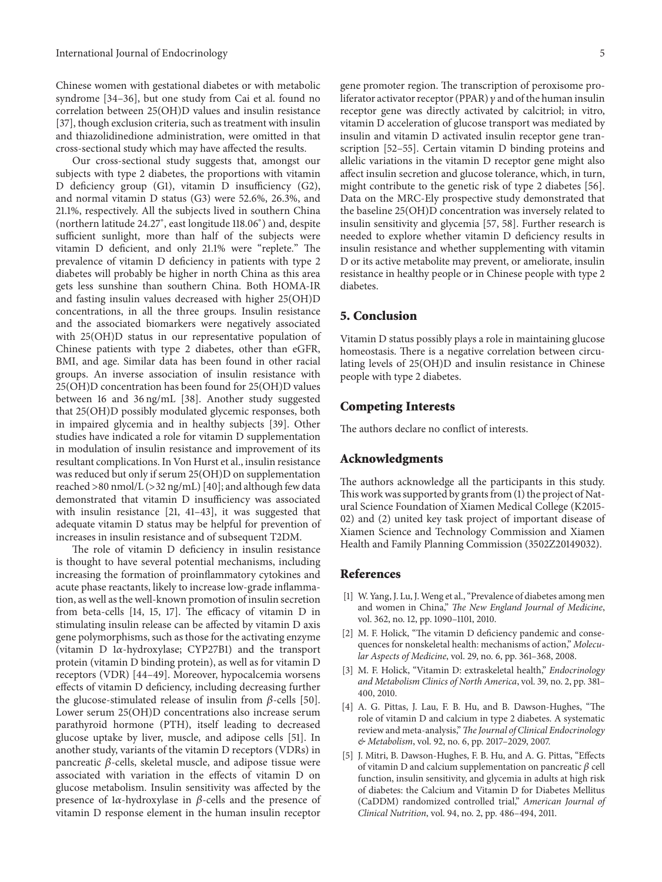Chinese women with gestational diabetes or with metabolic syndrome [34–36], but one study from Cai et al. found no correlation between 25(OH)D values and insulin resistance [37], though exclusion criteria, such as treatment with insulin and thiazolidinedione administration, were omitted in that cross-sectional study which may have affected the results.

Our cross-sectional study suggests that, amongst our subjects with type 2 diabetes, the proportions with vitamin D deficiency group (G1), vitamin D insufficiency (G2), and normal vitamin D status (G3) were 52.6%, 26.3%, and 21.1%, respectively. All the subjects lived in southern China (northern latitude 24.27°, east longitude 118.06°) and, despite sufficient sunlight, more than half of the subjects were vitamin D deficient, and only 21.1% were "replete." The prevalence of vitamin D deficiency in patients with type 2 diabetes will probably be higher in north China as this area gets less sunshine than southern China. Both HOMA-IR and fasting insulin values decreased with higher 25(OH)D concentrations, in all the three groups. Insulin resistance and the associated biomarkers were negatively associated with 25(OH)D status in our representative population of Chinese patients with type 2 diabetes, other than eGFR, BMI, and age. Similar data has been found in other racial groups. An inverse association of insulin resistance with 25(OH)D concentration has been found for 25(OH)D values between 16 and 36 ng/mL [38]. Another study suggested that 25(OH)D possibly modulated glycemic responses, both in impaired glycemia and in healthy subjects [39]. Other studies have indicated a role for vitamin D supplementation in modulation of insulin resistance and improvement of its resultant complications. In Von Hurst et al., insulin resistance was reduced but only if serum 25(OH)D on supplementation reached >80 nmol/L (>32 ng/mL) [40]; and although few data demonstrated that vitamin D insufficiency was associated with insulin resistance [21, 41–43], it was suggested that adequate vitamin D status may be helpful for prevention of increases in insulin resistance and of subsequent T2DM.

The role of vitamin D deficiency in insulin resistance is thought to have several potential mechanisms, including increasing the formation of proinflammatory cytokines and acute phase reactants, likely to increase low-grade inflammation, as well as the well-known promotion of insulin secretion from beta-cells [14, 15, 17]. The efficacy of vitamin D in stimulating insulin release can be affected by vitamin D axis gene polymorphisms, such as those for the activating enzyme (vitamin D 1$\alpha$-hydroxylase; CYP27B1) and the transport protein (vitamin D binding protein), as well as for vitamin D receptors (VDR) [44–49]. Moreover, hypocalcemia worsens effects of vitamin D deficiency, including decreasing further the glucose-stimulated release of insulin from $\beta$-cells [50]. Lower serum 25(OH)D concentrations also increase serum parathyroid hormone (PTH), itself leading to decreased glucose uptake by liver, muscle, and adipose cells [51]. In another study, variants of the vitamin D receptors (VDRs) in pancreatic $\beta$-cells, skeletal muscle, and adipose tissue were associated with variation in the effects of vitamin D on glucose metabolism. Insulin sensitivity was affected by the presence of 1$\alpha$-hydroxylase in $\beta$-cells and the presence of vitamin D response element in the human insulin receptor gene promoter region. The transcription of peroxisome proliferator activator receptor (PPAR) $\gamma$ and of the human insulin receptor gene was directly activated by calcitriol; in vitro, vitamin D acceleration of glucose transport was mediated by insulin and vitamin D activated insulin receptor gene transcription [52–55]. Certain vitamin D binding proteins and allelic variations in the vitamin D receptor gene might also affect insulin secretion and glucose tolerance, which, in turn, might contribute to the genetic risk of type 2 diabetes [56]. Data on the MRC-Ely prospective study demonstrated that the baseline 25(OH)D concentration was inversely related to insulin sensitivity and glycemia [57, 58]. Further research is needed to explore whether vitamin D deficiency results in insulin resistance and whether supplementing with vitamin D or its active metabolite may prevent, or ameliorate, insulin resistance in healthy people or in Chinese people with type 2 diabetes.

## 5. Conclusion

Vitamin D status possibly plays a role in maintaining glucose homeostasis. There is a negative correlation between circulating levels of 25(OH)D and insulin resistance in Chinese people with type 2 diabetes.

## Competing Interests

The authors declare no conflict of interests.

## Acknowledgments

The authors acknowledge all the participants in this study. This work was supported by grants from (1) the project of Natural Science Foundation of Xiamen Medical College (K2015-02) and (2) united key task project of important disease of Xiamen Science and Technology Commission and Xiamen Health and Family Planning Commission (3502Z20149032).

## References

[1] W. Yang, J. Lu, J. Weng et al., "Prevalence of diabetes among men and women in China," *The New England Journal of Medicine*, vol. 362, no. 12, pp. 1090–1101, 2010.

[2] M. F. Holick, "The vitamin D deficiency pandemic and consequences for nonskeletal health: mechanisms of action," *Molecular Aspects of Medicine*, vol. 29, no. 6, pp. 361–368, 2008.

[3] M. F. Holick, "Vitamin D: extraskeletal health," *Endocrinology and Metabolism Clinics of North America*, vol. 39, no. 2, pp. 381–400, 2010.

[4] A. G. Pittas, J. Lau, F. B. Hu, and B. Dawson-Hughes, "The role of vitamin D and calcium in type 2 diabetes. A systematic review and meta-analysis," *The Journal of Clinical Endocrinology & Metabolism*, vol. 92, no. 6, pp. 2017–2029, 2007.

[5] J. Mitri, B. Dawson-Hughes, F. B. Hu, and A. G. Pittas, "Effects of vitamin D and calcium supplementation on pancreatic $\beta$ cell function, insulin sensitivity, and glycemia in adults at high risk of diabetes: the Calcium and Vitamin D for Diabetes Mellitus (CaDDM) randomized controlled trial," *American Journal of Clinical Nutrition*, vol. 94, no. 2, pp. 486–494, 2011.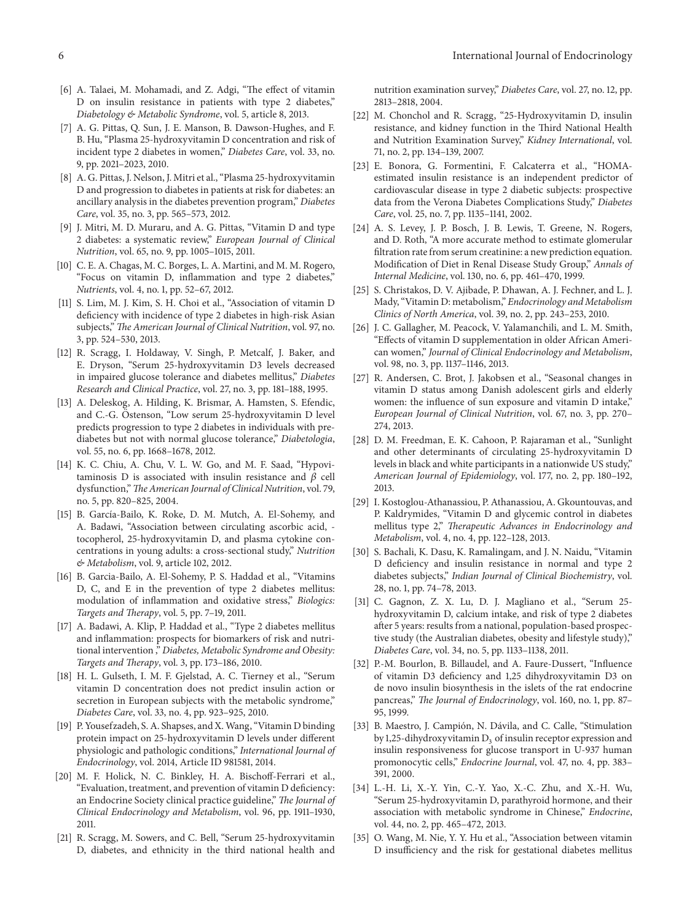[6] A. Talaei, M. Mohamadi, and Z. Adgi, "The effect of vitamin D on insulin resistance in patients with type 2 diabetes," *Diabetology & Metabolic Syndrome*, vol. 5, article 8, 2013.

[7] A. G. Pittas, Q. Sun, J. E. Manson, B. Dawson-Hughes, and F. B. Hu, "Plasma 25-hydroxyvitamin D concentration and risk of incident type 2 diabetes in women," *Diabetes Care*, vol. 33, no. 9, pp. 2021–2023, 2010.

[8] A. G. Pittas, J. Nelson, J. Mitri et al., "Plasma 25-hydroxyvitamin D and progression to diabetes in patients at risk for diabetes: an ancillary analysis in the diabetes prevention program," *Diabetes Care*, vol. 35, no. 3, pp. 565–573, 2012.

[9] J. Mitri, M. D. Muraru, and A. G. Pittas, "Vitamin D and type 2 diabetes: a systematic review," *European Journal of Clinical Nutrition*, vol. 65, no. 9, pp. 1005–1015, 2011.

[10] C. E. A. Chagas, M. C. Borges, L. A. Martini, and M. M. Rogero, "Focus on vitamin D, inflammation and type 2 diabetes," *Nutrients*, vol. 4, no. 1, pp. 52–67, 2012.

[11] S. Lim, M. J. Kim, S. H. Choi et al., "Association of vitamin D deficiency with incidence of type 2 diabetes in high-risk Asian subjects," *The American Journal of Clinical Nutrition*, vol. 97, no. 3, pp. 524–530, 2013.

[12] R. Scragg, I. Holdaway, V. Singh, P. Metcalf, J. Baker, and E. Dryson, "Serum 25-hydroxyvitamin D3 levels decreased in impaired glucose tolerance and diabetes mellitus," *Diabetes Research and Clinical Practice*, vol. 27, no. 3, pp. 181–188, 1995.

[13] A. Deleskog, A. Hilding, K. Brismar, A. Hamsten, S. Efendic, and C.-G. Östenson, "Low serum 25-hydroxyvitamin D level predicts progression to type 2 diabetes in individuals with prediabetes but not with normal glucose tolerance," *Diabetologia*, vol. 55, no. 6, pp. 1668–1678, 2012.

[14] K. C. Chiu, A. Chu, V. L. W. Go, and M. F. Saad, "Hypovitaminosis D is associated with insulin resistance and $\beta$ cell dysfunction," *The American Journal of Clinical Nutrition*, vol. 79, no. 5, pp. 820–825, 2004.

[15] B. García-Bailo, K. Roke, D. M. Mutch, A. El-Sohemy, and A. Badawi, "Association between circulating ascorbic acid, -tocopherol, 25-hydroxyvitamin D, and plasma cytokine concentrations in young adults: a cross-sectional study," *Nutrition & Metabolism*, vol. 9, article 102, 2012.

[16] B. Garcia-Bailo, A. El-Sohemy, P. S. Haddad et al., "Vitamins D, C, and E in the prevention of type 2 diabetes mellitus: modulation of inflammation and oxidative stress," *Biologics: Targets and Therapy*, vol. 5, pp. 7–19, 2011.

[17] A. Badawi, A. Klip, P. Haddad et al., "Type 2 diabetes mellitus and inflammation: prospects for biomarkers of risk and nutritional intervention ," *Diabetes, Metabolic Syndrome and Obesity: Targets and Therapy*, vol. 3, pp. 173–186, 2010.

[18] H. L. Gulseth, I. M. F. Gjelstad, A. C. Tierney et al., "Serum vitamin D concentration does not predict insulin action or secretion in European subjects with the metabolic syndrome," *Diabetes Care*, vol. 33, no. 4, pp. 923–925, 2010.

[19] P. Yousefzadeh, S. A. Shapses, and X. Wang, "Vitamin D binding protein impact on 25-hydroxyvitamin D levels under different physiologic and pathologic conditions," *International Journal of Endocrinology*, vol. 2014, Article ID 981581, 2014.

[20] M. F. Holick, N. C. Binkley, H. A. Bischoff-Ferrari et al., "Evaluation, treatment, and prevention of vitamin D deficiency: an Endocrine Society clinical practice guideline," *The Journal of Clinical Endocrinology and Metabolism*, vol. 96, pp. 1911–1930, 2011.

[21] R. Scragg, M. Sowers, and C. Bell, "Serum 25-hydroxyvitamin D, diabetes, and ethnicity in the third national health and nutrition examination survey," *Diabetes Care*, vol. 27, no. 12, pp. 2813–2818, 2004.

[22] M. Chonchol and R. Scragg, "25-Hydroxyvitamin D, insulin resistance, and kidney function in the Third National Health and Nutrition Examination Survey," *Kidney International*, vol. 71, no. 2, pp. 134–139, 2007.

[23] E. Bonora, G. Formentini, F. Calcaterra et al., "HOMA-estimated insulin resistance is an independent predictor of cardiovascular disease in type 2 diabetic subjects: prospective data from the Verona Diabetes Complications Study," *Diabetes Care*, vol. 25, no. 7, pp. 1135–1141, 2002.

[24] A. S. Levey, J. P. Bosch, J. B. Lewis, T. Greene, N. Rogers, and D. Roth, "A more accurate method to estimate glomerular filtration rate from serum creatinine: a new prediction equation. Modification of Diet in Renal Disease Study Group," *Annals of Internal Medicine*, vol. 130, no. 6, pp. 461–470, 1999.

[25] S. Christakos, D. V. Ajibade, P. Dhawan, A. J. Fechner, and L. J. Mady, "Vitamin D: metabolism," *Endocrinology and Metabolism Clinics of North America*, vol. 39, no. 2, pp. 243–253, 2010.

[26] J. C. Gallagher, M. Peacock, V. Yalamanchili, and L. M. Smith, "Effects of vitamin D supplementation in older African American women," *Journal of Clinical Endocrinology and Metabolism*, vol. 98, no. 3, pp. 1137–1146, 2013.

[27] R. Andersen, C. Brot, J. Jakobsen et al., "Seasonal changes in vitamin D status among Danish adolescent girls and elderly women: the influence of sun exposure and vitamin D intake," *European Journal of Clinical Nutrition*, vol. 67, no. 3, pp. 270–274, 2013.

[28] D. M. Freedman, E. K. Cahoon, P. Rajaraman et al., "Sunlight and other determinants of circulating 25-hydroxyvitamin D levels in black and white participants in a nationwide US study," *American Journal of Epidemiology*, vol. 177, no. 2, pp. 180–192, 2013.

[29] I. Kostoglou-Athanassiou, P. Athanassiou, A. Gkountouvas, and P. Kaldrymides, "Vitamin D and glycemic control in diabetes mellitus type 2," *Therapeutic Advances in Endocrinology and Metabolism*, vol. 4, no. 4, pp. 122–128, 2013.

[30] S. Bachali, K. Dasu, K. Ramalingam, and J. N. Naidu, "Vitamin D deficiency and insulin resistance in normal and type 2 diabetes subjects," *Indian Journal of Clinical Biochemistry*, vol. 28, no. 1, pp. 74–78, 2013.

[31] C. Gagnon, Z. X. Lu, D. J. Magliano et al., "Serum 25-hydroxyvitamin D, calcium intake, and risk of type 2 diabetes after 5 years: results from a national, population-based prospective study (the Australian diabetes, obesity and lifestyle study)," *Diabetes Care*, vol. 34, no. 5, pp. 1133–1138, 2011.

[32] P.-M. Bourlon, B. Billaudel, and A. Faure-Dussert, "Influence of vitamin D3 deficiency and 1,25 dihydroxyvitamin D3 on de novo insulin biosynthesis in the islets of the rat endocrine pancreas," *The Journal of Endocrinology*, vol. 160, no. 1, pp. 87–95, 1999.

[33] B. Maestro, J. Campión, N. Dávila, and C. Calle, "Stimulation by 1,25-dihydroxyvitamin $D_3$ of insulin receptor expression and insulin responsiveness for glucose transport in U-937 human promonocytic cells," *Endocrine Journal*, vol. 47, no. 4, pp. 383–391, 2000.

[34] L.-H. Li, X.-Y. Yin, C.-Y. Yao, X.-C. Zhu, and X.-H. Wu, "Serum 25-hydroxyvitamin D, parathyroid hormone, and their association with metabolic syndrome in Chinese," *Endocrine*, vol. 44, no. 2, pp. 465–472, 2013.

[35] O. Wang, M. Nie, Y. Y. Hu et al., "Association between vitamin D insufficiency and the risk for gestational diabetes mellitus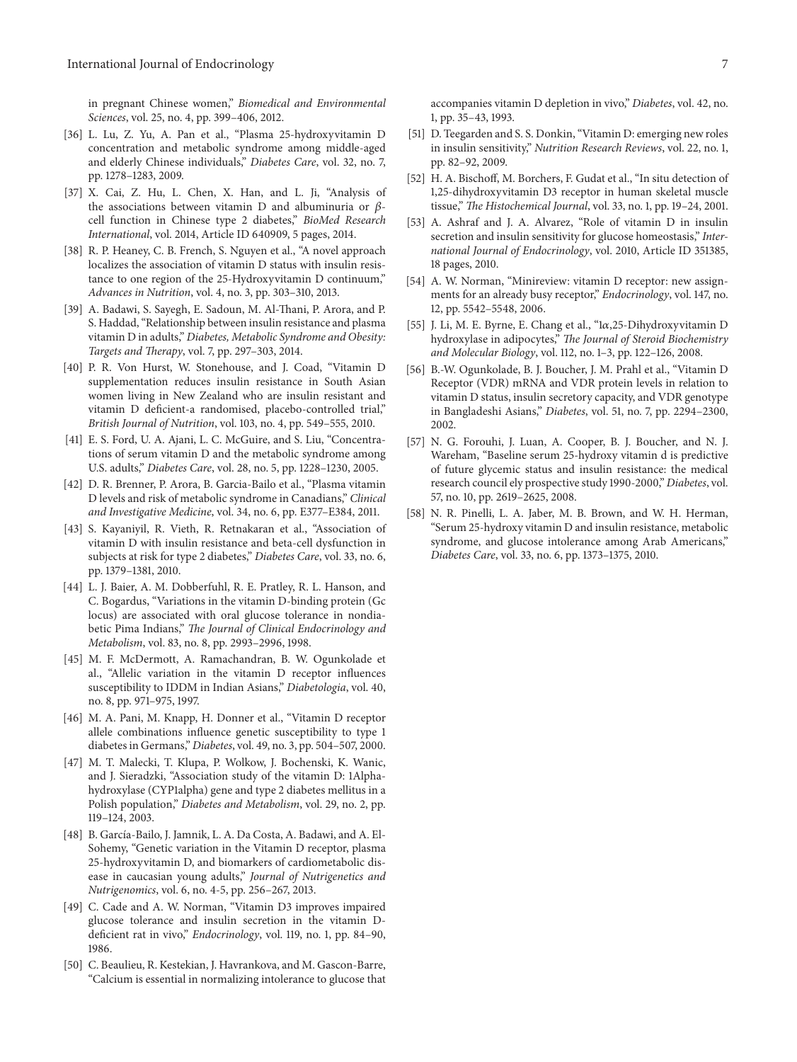in pregnant Chinese women," *Biomedical and Environmental Sciences*, vol. 25, no. 4, pp. 399–406, 2012.

[36] L. Lu, Z. Yu, A. Pan et al., "Plasma 25-hydroxyvitamin D concentration and metabolic syndrome among middle-aged and elderly Chinese individuals," *Diabetes Care*, vol. 32, no. 7, pp. 1278–1283, 2009.

[37] X. Cai, Z. Hu, L. Chen, X. Han, and L. Ji, "Analysis of the associations between vitamin D and albuminuria or $\beta$-cell function in Chinese type 2 diabetes," *BioMed Research International*, vol. 2014, Article ID 640909, 5 pages, 2014.

[38] R. P. Heaney, C. B. French, S. Nguyen et al., "A novel approach localizes the association of vitamin D status with insulin resistance to one region of the 25-Hydroxyvitamin D continuum," *Advances in Nutrition*, vol. 4, no. 3, pp. 303–310, 2013.

[39] A. Badawi, S. Sayegh, E. Sadoun, M. Al-Thani, P. Arora, and P. S. Haddad, "Relationship between insulin resistance and plasma vitamin D in adults," *Diabetes, Metabolic Syndrome and Obesity: Targets and Therapy*, vol. 7, pp. 297–303, 2014.

[40] P. R. Von Hurst, W. Stonehouse, and J. Coad, "Vitamin D supplementation reduces insulin resistance in South Asian women living in New Zealand who are insulin resistant and vitamin D deficient-a randomised, placebo-controlled trial," *British Journal of Nutrition*, vol. 103, no. 4, pp. 549–555, 2010.

[41] E. S. Ford, U. A. Ajani, L. C. McGuire, and S. Liu, "Concentrations of serum vitamin D and the metabolic syndrome among U.S. adults," *Diabetes Care*, vol. 28, no. 5, pp. 1228–1230, 2005.

[42] D. R. Brenner, P. Arora, B. Garcia-Bailo et al., "Plasma vitamin D levels and risk of metabolic syndrome in Canadians," *Clinical and Investigative Medicine*, vol. 34, no. 6, pp. E377–E384, 2011.

[43] S. Kayaniyil, R. Vieth, R. Retnakaran et al., "Association of vitamin D with insulin resistance and beta-cell dysfunction in subjects at risk for type 2 diabetes," *Diabetes Care*, vol. 33, no. 6, pp. 1379–1381, 2010.

[44] L. J. Baier, A. M. Dobberfuhl, R. E. Pratley, R. L. Hanson, and C. Bogardus, "Variations in the vitamin D-binding protein (Gc locus) are associated with oral glucose tolerance in nondiabetic Pima Indians," *The Journal of Clinical Endocrinology and Metabolism*, vol. 83, no. 8, pp. 2993–2996, 1998.

[45] M. F. McDermott, A. Ramachandran, B. W. Ogunkolade et al., "Allelic variation in the vitamin D receptor influences susceptibility to IDDM in Indian Asians," *Diabetologia*, vol. 40, no. 8, pp. 971–975, 1997.

[46] M. A. Pani, M. Knapp, H. Donner et al., "Vitamin D receptor allele combinations influence genetic susceptibility to type 1 diabetes in Germans," *Diabetes*, vol. 49, no. 3, pp. 504–507, 2000.

[47] M. T. Malecki, T. Klupa, P. Wolkow, J. Bochenski, K. Wanic, and J. Sieradzki, "Association study of the vitamin D: 1Alpha-hydroxylase (CYP1alpha) gene and type 2 diabetes mellitus in a Polish population," *Diabetes and Metabolism*, vol. 29, no. 2, pp. 119–124, 2003.

[48] B. García-Bailo, J. Jamnik, L. A. Da Costa, A. Badawi, and A. El-Sohemy, "Genetic variation in the Vitamin D receptor, plasma 25-hydroxyvitamin D, and biomarkers of cardiometabolic disease in caucasian young adults," *Journal of Nutrigenetics and Nutrigenomics*, vol. 6, no. 4-5, pp. 256–267, 2013.

[49] C. Cade and A. W. Norman, "Vitamin D3 improves impaired glucose tolerance and insulin secretion in the vitamin D-deficient rat in vivo," *Endocrinology*, vol. 119, no. 1, pp. 84–90, 1986.

[50] C. Beaulieu, R. Kestekian, J. Havrankova, and M. Gascon-Barre, "Calcium is essential in normalizing intolerance to glucose that accompanies vitamin D depletion in vivo," *Diabetes*, vol. 42, no. 1, pp. 35–43, 1993.

[51] D. Teegarden and S. S. Donkin, "Vitamin D: emerging new roles in insulin sensitivity," *Nutrition Research Reviews*, vol. 22, no. 1, pp. 82–92, 2009.

[52] H. A. Bischoff, M. Borchers, F. Gudat et al., "In situ detection of 1,25-dihydroxyvitamin D3 receptor in human skeletal muscle tissue," *The Histochemical Journal*, vol. 33, no. 1, pp. 19–24, 2001.

[53] A. Ashraf and J. A. Alvarez, "Role of vitamin D in insulin secretion and insulin sensitivity for glucose homeostasis," *International Journal of Endocrinology*, vol. 2010, Article ID 351385, 18 pages, 2010.

[54] A. W. Norman, "Minireview: vitamin D receptor: new assignments for an already busy receptor," *Endocrinology*, vol. 147, no. 12, pp. 5542–5548, 2006.

[55] J. Li, M. E. Byrne, E. Chang et al., "1$\alpha$,25-Dihydroxyvitamin D hydroxylase in adipocytes," *The Journal of Steroid Biochemistry and Molecular Biology*, vol. 112, no. 1–3, pp. 122–126, 2008.

[56] B.-W. Ogunkolade, B. J. Boucher, J. M. Prahl et al., "Vitamin D Receptor (VDR) mRNA and VDR protein levels in relation to vitamin D status, insulin secretory capacity, and VDR genotype in Bangladeshi Asians," *Diabetes*, vol. 51, no. 7, pp. 2294–2300, 2002.

[57] N. G. Forouhi, J. Luan, A. Cooper, B. J. Boucher, and N. J. Wareham, "Baseline serum 25-hydroxy vitamin d is predictive of future glycemic status and insulin resistance: the medical research council ely prospective study 1990-2000," *Diabetes*, vol. 57, no. 10, pp. 2619–2625, 2008.

[58] N. R. Pinelli, L. A. Jaber, M. B. Brown, and W. H. Herman, "Serum 25-hydroxy vitamin D and insulin resistance, metabolic syndrome, and glucose intolerance among Arab Americans," *Diabetes Care*, vol. 33, no. 6, pp. 1373–1375, 2010.